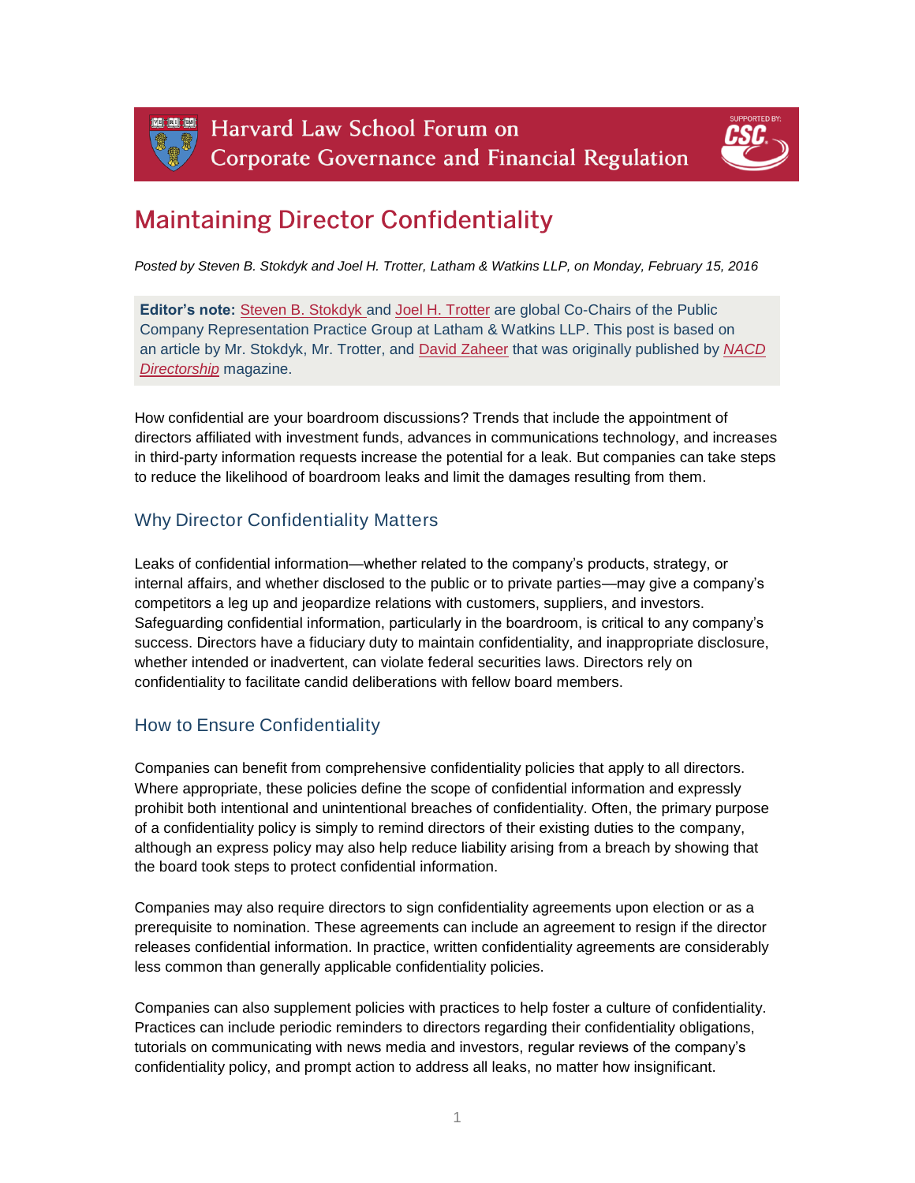Harvard Law School Forum on Corporate Governance and Financial Regulation

# Maintaining Director Confidentiality

*Posted by Steven B. Stokdyk and Joel H. Trotter, Latham & Watkins LLP, on Monday, February 15, 2016*

**Editor's note:** Steven B. Stokdyk and Joel H. Trotter are global Co-Chairs of the Public Company Representation Practice Group at Latham & Watkins LLP. This post is based on an article by Mr. Stokdyk, Mr. Trotter, and David Zaheer that was originally published by *NACD Directorship* magazine.

How confidential are your boardroom discussions? Trends that include the appointment of directors affiliated with investment funds, advances in communications technology, and increases in third-party information requests increase the potential for a leak. But companies can take steps to reduce the likelihood of boardroom leaks and limit the damages resulting from them.

## Why Director Confidentiality Matters

Leaks of confidential information—whether related to the company's products, strategy, or internal affairs, and whether disclosed to the public or to private parties—may give a company's competitors a leg up and jeopardize relations with customers, suppliers, and investors. Safeguarding confidential information, particularly in the boardroom, is critical to any company's success. Directors have a fiduciary duty to maintain confidentiality, and inappropriate disclosure, whether intended or inadvertent, can violate federal securities laws. Directors rely on confidentiality to facilitate candid deliberations with fellow board members.

## How to Ensure Confidentiality

Companies can benefit from comprehensive confidentiality policies that apply to all directors. Where appropriate, these policies define the scope of confidential information and expressly prohibit both intentional and unintentional breaches of confidentiality. Often, the primary purpose of a confidentiality policy is simply to remind directors of their existing duties to the company, although an express policy may also help reduce liability arising from a breach by showing that the board took steps to protect confidential information.

Companies may also require directors to sign confidentiality agreements upon election or as a prerequisite to nomination. These agreements can include an agreement to resign if the director releases confidential information. In practice, written confidentiality agreements are considerably less common than generally applicable confidentiality policies.

Companies can also supplement policies with practices to help foster a culture of confidentiality. Practices can include periodic reminders to directors regarding their confidentiality obligations, tutorials on communicating with news media and investors, regular reviews of the company's confidentiality policy, and prompt action to address all leaks, no matter how insignificant.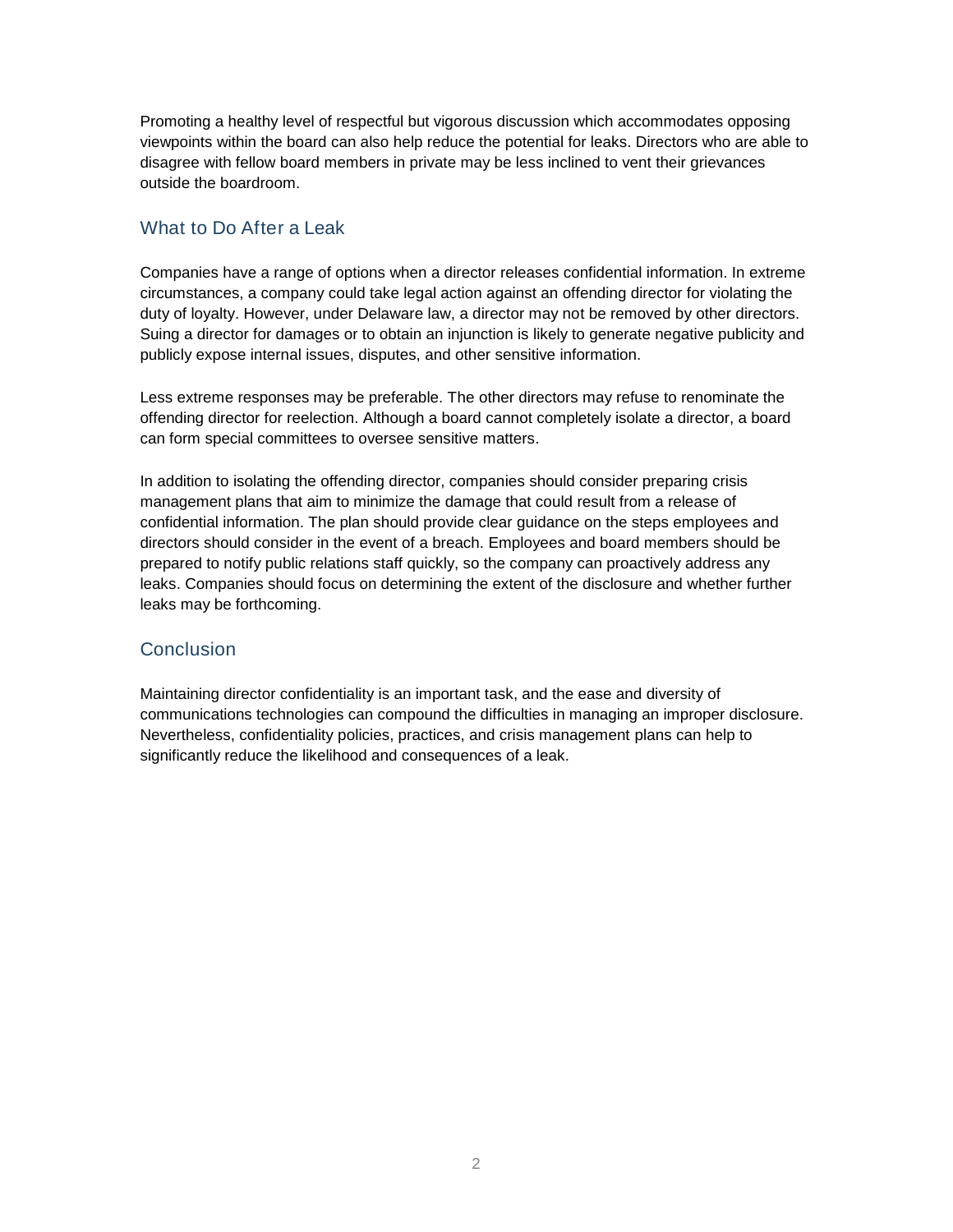Promoting a healthy level of respectful but vigorous discussion which accommodates opposing viewpoints within the board can also help reduce the potential for leaks. Directors who are able to disagree with fellow board members in private may be less inclined to vent their grievances outside the boardroom.

## What to Do After a Leak

Companies have a range of options when a director releases confidential information. In extreme circumstances, a company could take legal action against an offending director for violating the duty of loyalty. However, under Delaware law, a director may not be removed by other directors. Suing a director for damages or to obtain an injunction is likely to generate negative publicity and publicly expose internal issues, disputes, and other sensitive information.

Less extreme responses may be preferable. The other directors may refuse to renominate the offending director for reelection. Although a board cannot completely isolate a director, a board can form special committees to oversee sensitive matters.

In addition to isolating the offending director, companies should consider preparing crisis management plans that aim to minimize the damage that could result from a release of confidential information. The plan should provide clear guidance on the steps employees and directors should consider in the event of a breach. Employees and board members should be prepared to notify public relations staff quickly, so the company can proactively address any leaks. Companies should focus on determining the extent of the disclosure and whether further leaks may be forthcoming.

## Conclusion

Maintaining director confidentiality is an important task, and the ease and diversity of communications technologies can compound the difficulties in managing an improper disclosure. Nevertheless, confidentiality policies, practices, and crisis management plans can help to significantly reduce the likelihood and consequences of a leak.